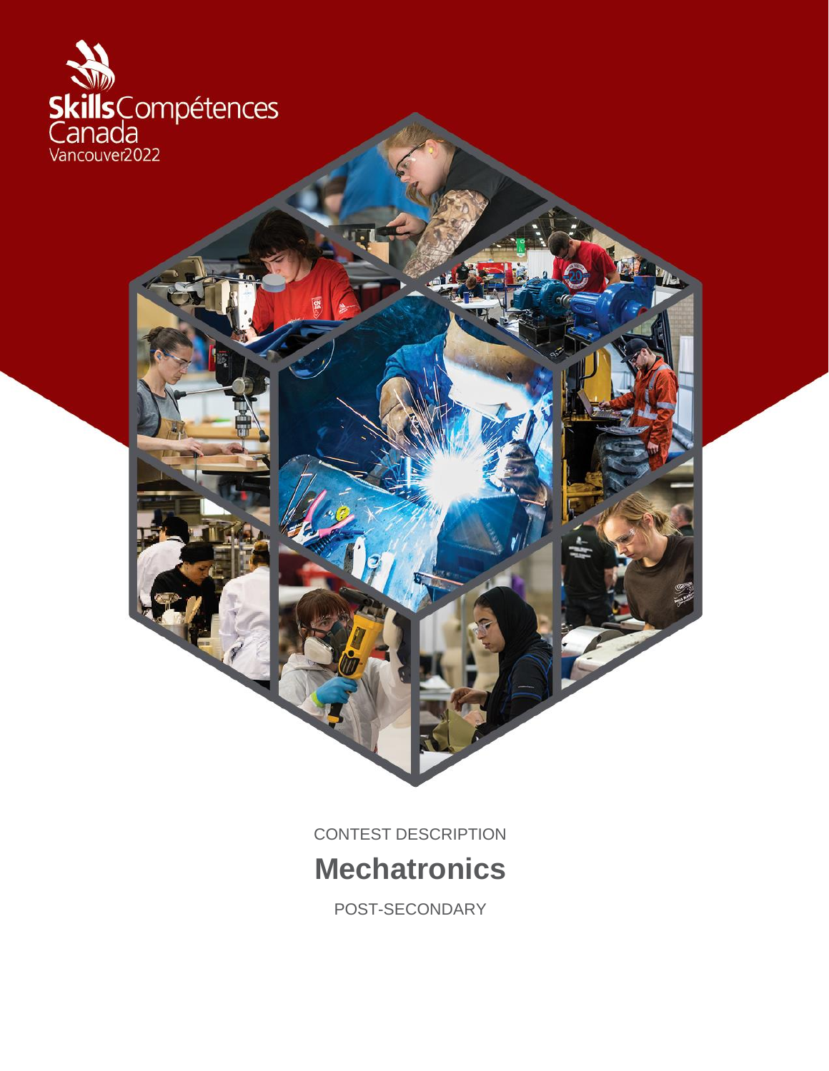Skills Compétences Canada

Vancouver2022

CONTEST DESCRIPTION

# Mechatronics

POST-SECONDARY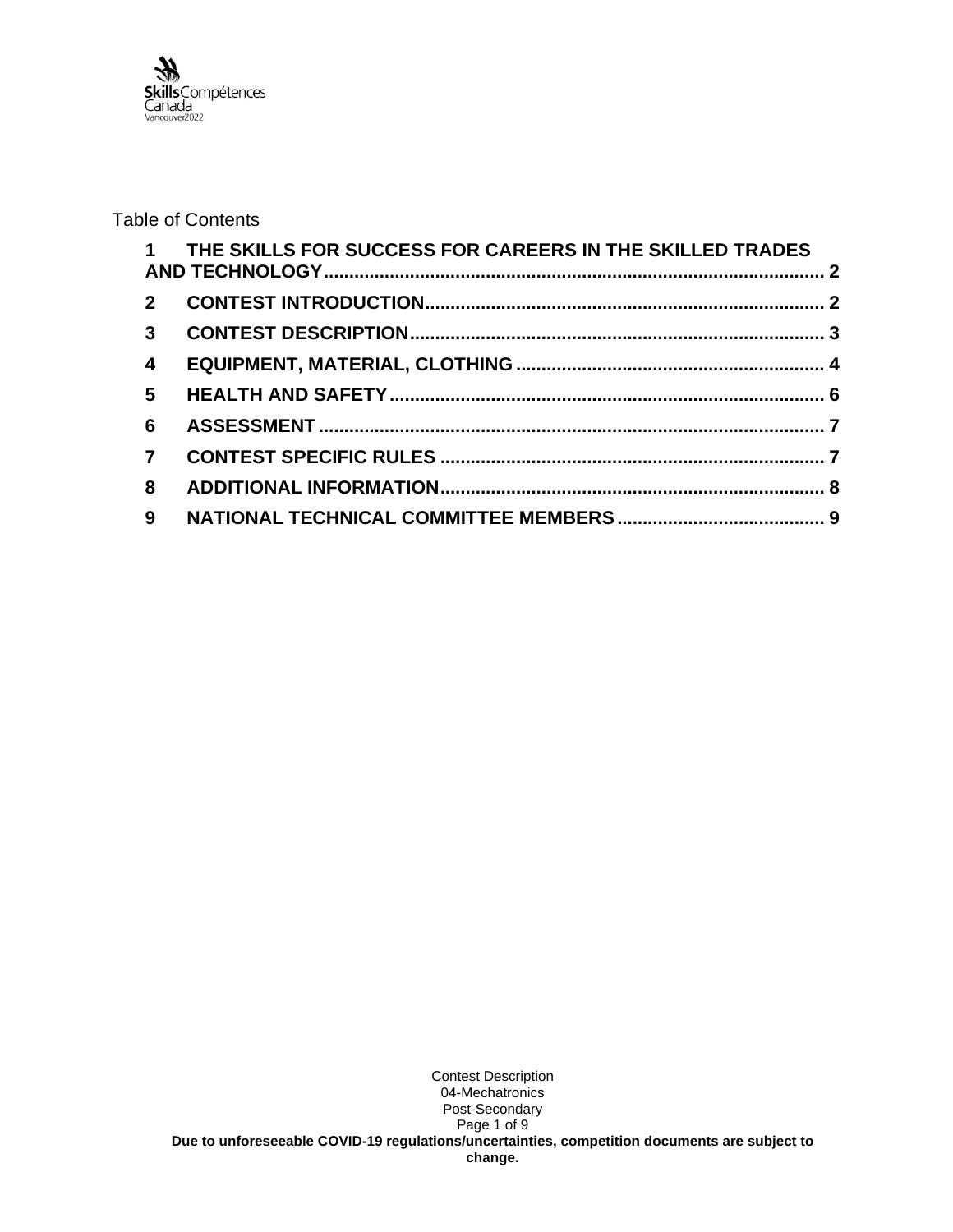Table of Contents

| | | |
|---|---|---|
| **1** | **THE SKILLS FOR SUCCESS FOR CAREERS IN THE SKILLED TRADES AND TECHNOLOGY** | **2** |
| **2** | **CONTEST INTRODUCTION** | **2** |
| **3** | **CONTEST DESCRIPTION** | **3** |
| **4** | **EQUIPMENT, MATERIAL, CLOTHING** | **4** |
| **5** | **HEALTH AND SAFETY** | **6** |
| **6** | **ASSESSMENT** | **7** |
| **7** | **CONTEST SPECIFIC RULES** | **7** |
| **8** | **ADDITIONAL INFORMATION** | **8** |
| **9** | **NATIONAL TECHNICAL COMMITTEE MEMBERS** | **9** |

Contest Description
04-Mechatronics
Post-Secondary

**Due to unforeseeable COVID-19 regulations/uncertainties, competition documents are subject to change.**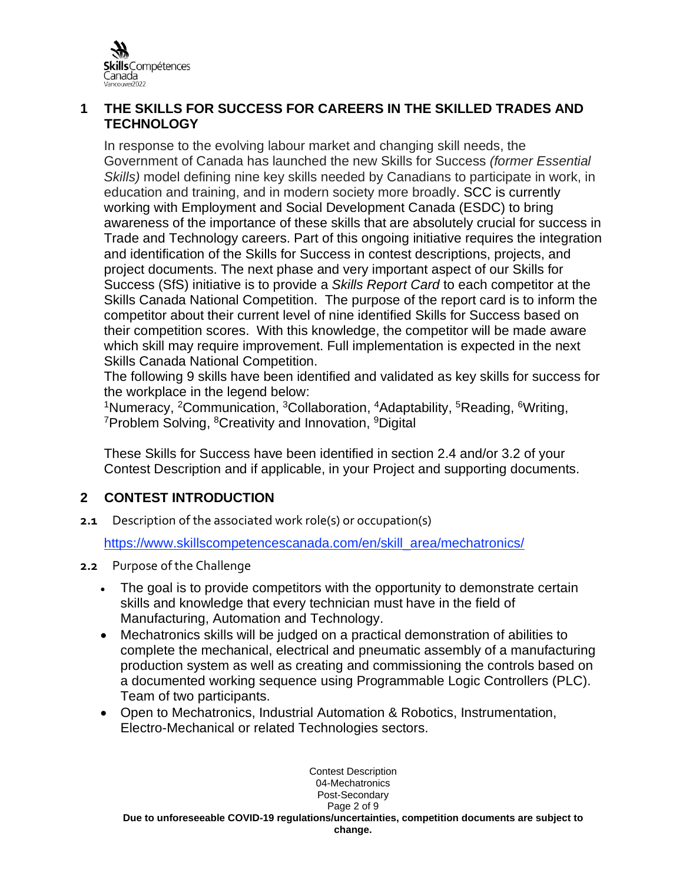## 1 THE SKILLS FOR SUCCESS FOR CAREERS IN THE SKILLED TRADES AND TECHNOLOGY

In response to the evolving labour market and changing skill needs, the Government of Canada has launched the new Skills for Success *(former Essential Skills)* model defining nine key skills needed by Canadians to participate in work, in education and training, and in modern society more broadly. SCC is currently working with Employment and Social Development Canada (ESDC) to bring awareness of the importance of these skills that are absolutely crucial for success in Trade and Technology careers. Part of this ongoing initiative requires the integration and identification of the Skills for Success in contest descriptions, projects, and project documents. The next phase and very important aspect of our Skills for Success (SfS) initiative is to provide a *Skills Report Card* to each competitor at the Skills Canada National Competition. The purpose of the report card is to inform the competitor about their current level of nine identified Skills for Success based on their competition scores. With this knowledge, the competitor will be made aware which skill may require improvement. Full implementation is expected in the next Skills Canada National Competition.

The following 9 skills have been identified and validated as key skills for success for the workplace in the legend below:

[1]Numeracy, [2]Communication, [3]Collaboration, [4]Adaptability, [5]Reading, [6]Writing, [7]Problem Solving, [8]Creativity and Innovation, [9]Digital

These Skills for Success have been identified in section 2.4 and/or 3.2 of your Contest Description and if applicable, in your Project and supporting documents.

## 2 CONTEST INTRODUCTION

**2.1** Description of the associated work role(s) or occupation(s)

https://www.skillscompetencescanada.com/en/skill_area/mechatronics/

**2.2** Purpose of the Challenge

- The goal is to provide competitors with the opportunity to demonstrate certain skills and knowledge that every technician must have in the field of Manufacturing, Automation and Technology.
- Mechatronics skills will be judged on a practical demonstration of abilities to complete the mechanical, electrical and pneumatic assembly of a manufacturing production system as well as creating and commissioning the controls based on a documented working sequence using Programmable Logic Controllers (PLC). Team of two participants.
- Open to Mechatronics, Industrial Automation & Robotics, Instrumentation, Electro-Mechanical or related Technologies sectors.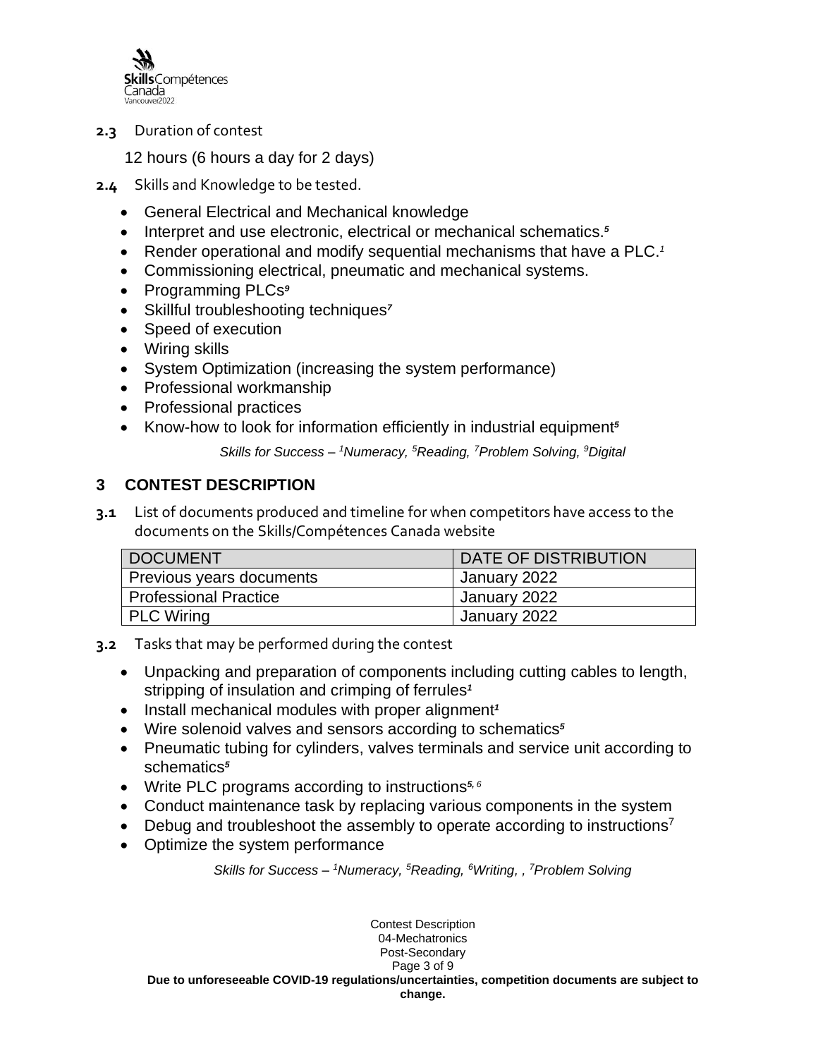**2.3** Duration of contest

12 hours (6 hours a day for 2 days)

**2.4** Skills and Knowledge to be tested.

- General Electrical and Mechanical knowledge
- Interpret and use electronic, electrical or mechanical schematics.[5]
- Render operational and modify sequential mechanisms that have a PLC.[1]
- Commissioning electrical, pneumatic and mechanical systems.
- Programming PLCs[9]
- Skillful troubleshooting techniques[7]
- Speed of execution
- Wiring skills
- System Optimization (increasing the system performance)
- Professional workmanship
- Professional practices
- Know-how to look for information efficiently in industrial equipment[5]

*Skills for Success – [1]Numeracy, [5]Reading, [7]Problem Solving, [9]Digital*

## 3 CONTEST DESCRIPTION

**3.1** List of documents produced and timeline for when competitors have access to the documents on the Skills/Compétences Canada website

| DOCUMENT | DATE OF DISTRIBUTION |
|---|---|
| Previous years documents | January 2022 |
| Professional Practice | January 2022 |
| PLC Wiring | January 2022 |

**3.2** Tasks that may be performed during the contest

- Unpacking and preparation of components including cutting cables to length, stripping of insulation and crimping of ferrules[1]
- Install mechanical modules with proper alignment[1]
- Wire solenoid valves and sensors according to schematics[5]
- Pneumatic tubing for cylinders, valves terminals and service unit according to schematics[5]
- Write PLC programs according to instructions[5, 6]
- Conduct maintenance task by replacing various components in the system
- Debug and troubleshoot the assembly to operate according to instructions[7]
- Optimize the system performance

*Skills for Success – [1]Numeracy, [5]Reading, [6]Writing, , [7]Problem Solving*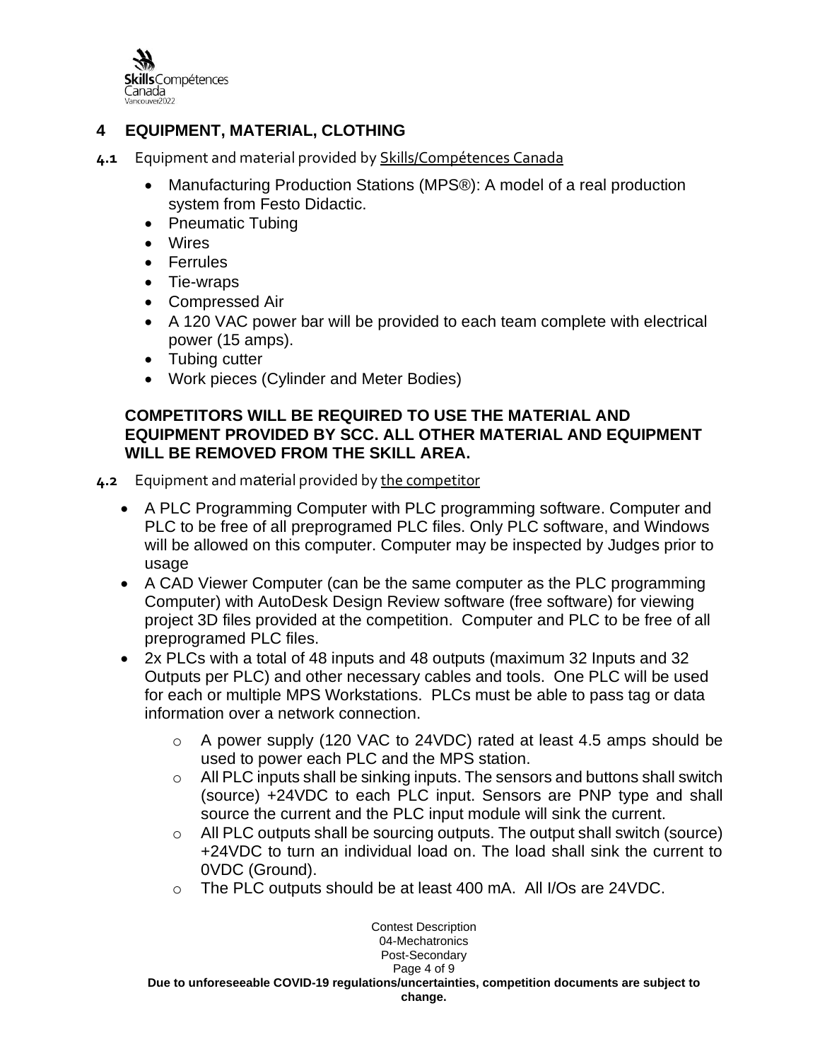## 4 EQUIPMENT, MATERIAL, CLOTHING

**4.1** Equipment and material provided by Skills/Compétences Canada

- Manufacturing Production Stations (MPS®): A model of a real production system from Festo Didactic.
- Pneumatic Tubing
- Wires
- Ferrules
- Tie-wraps
- Compressed Air
- A 120 VAC power bar will be provided to each team complete with electrical power (15 amps).
- Tubing cutter
- Work pieces (Cylinder and Meter Bodies)

**COMPETITORS WILL BE REQUIRED TO USE THE MATERIAL AND EQUIPMENT PROVIDED BY SCC. ALL OTHER MATERIAL AND EQUIPMENT WILL BE REMOVED FROM THE SKILL AREA.**

**4.2** Equipment and material provided by the competitor

- A PLC Programming Computer with PLC programming software. Computer and PLC to be free of all preprogramed PLC files. Only PLC software, and Windows will be allowed on this computer. Computer may be inspected by Judges prior to usage
- A CAD Viewer Computer (can be the same computer as the PLC programming Computer) with AutoDesk Design Review software (free software) for viewing project 3D files provided at the competition. Computer and PLC to be free of all preprogramed PLC files.
- 2x PLCs with a total of 48 inputs and 48 outputs (maximum 32 Inputs and 32 Outputs per PLC) and other necessary cables and tools. One PLC will be used for each or multiple MPS Workstations. PLCs must be able to pass tag or data information over a network connection.
  - A power supply (120 VAC to 24VDC) rated at least 4.5 amps should be used to power each PLC and the MPS station.
  - All PLC inputs shall be sinking inputs. The sensors and buttons shall switch (source) +24VDC to each PLC input. Sensors are PNP type and shall source the current and the PLC input module will sink the current.
  - All PLC outputs shall be sourcing outputs. The output shall switch (source) +24VDC to turn an individual load on. The load shall sink the current to 0VDC (Ground).
  - The PLC outputs should be at least 400 mA. All I/Os are 24VDC.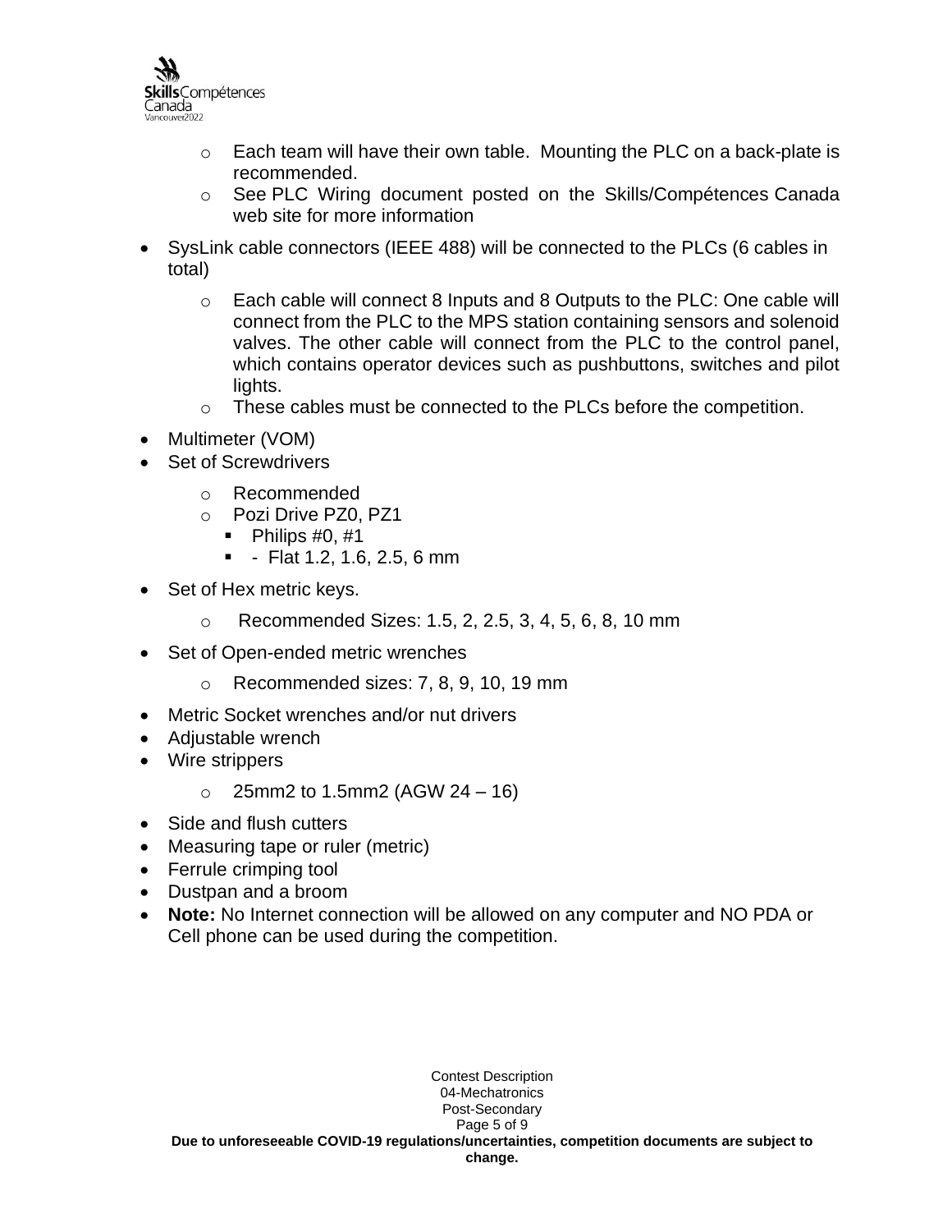- Each team will have their own table. Mounting the PLC on a back-plate is recommended.
  - See PLC Wiring document posted on the Skills/Compétences Canada web site for more information
- SysLink cable connectors (IEEE 488) will be connected to the PLCs (6 cables in total)
  - Each cable will connect 8 Inputs and 8 Outputs to the PLC: One cable will connect from the PLC to the MPS station containing sensors and solenoid valves. The other cable will connect from the PLC to the control panel, which contains operator devices such as pushbuttons, switches and pilot lights.
  - These cables must be connected to the PLCs before the competition.
- Multimeter (VOM)
- Set of Screwdrivers
  - Recommended
  - Pozi Drive PZ0, PZ1
    - Philips #0, #1
    - - Flat 1.2, 1.6, 2.5, 6 mm
- Set of Hex metric keys.
  - Recommended Sizes: 1.5, 2, 2.5, 3, 4, 5, 6, 8, 10 mm
- Set of Open-ended metric wrenches
  - Recommended sizes: 7, 8, 9, 10, 19 mm
- Metric Socket wrenches and/or nut drivers
- Adjustable wrench
- Wire strippers
  - 25mm2 to 1.5mm2 (AGW 24 – 16)
- Side and flush cutters
- Measuring tape or ruler (metric)
- Ferrule crimping tool
- Dustpan and a broom
- **Note:** No Internet connection will be allowed on any computer and NO PDA or Cell phone can be used during the competition.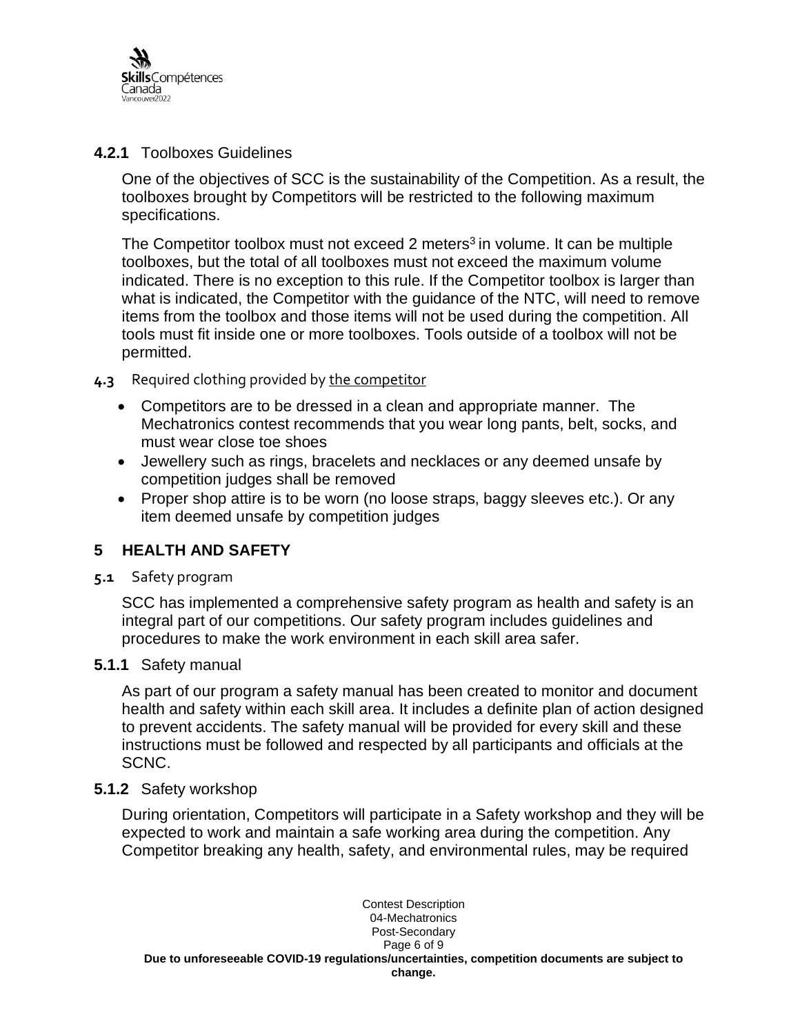#### 4.2.1 Toolboxes Guidelines

One of the objectives of SCC is the sustainability of the Competition. As a result, the toolboxes brought by Competitors will be restricted to the following maximum specifications.

The Competitor toolbox must not exceed 2 meters$^3$ in volume. It can be multiple toolboxes, but the total of all toolboxes must not exceed the maximum volume indicated. There is no exception to this rule. If the Competitor toolbox is larger than what is indicated, the Competitor with the guidance of the NTC, will need to remove items from the toolbox and those items will not be used during the competition. All tools must fit inside one or more toolboxes. Tools outside of a toolbox will not be permitted.

### 4.3 Required clothing provided by the competitor

- Competitors are to be dressed in a clean and appropriate manner. The Mechatronics contest recommends that you wear long pants, belt, socks, and must wear close toe shoes
- Jewellery such as rings, bracelets and necklaces or any deemed unsafe by competition judges shall be removed
- Proper shop attire is to be worn (no loose straps, baggy sleeves etc.). Or any item deemed unsafe by competition judges

## 5 HEALTH AND SAFETY

### 5.1 Safety program

SCC has implemented a comprehensive safety program as health and safety is an integral part of our competitions. Our safety program includes guidelines and procedures to make the work environment in each skill area safer.

#### 5.1.1 Safety manual

As part of our program a safety manual has been created to monitor and document health and safety within each skill area. It includes a definite plan of action designed to prevent accidents. The safety manual will be provided for every skill and these instructions must be followed and respected by all participants and officials at the SCNC.

#### 5.1.2 Safety workshop

During orientation, Competitors will participate in a Safety workshop and they will be expected to work and maintain a safe working area during the competition. Any Competitor breaking any health, safety, and environmental rules, may be required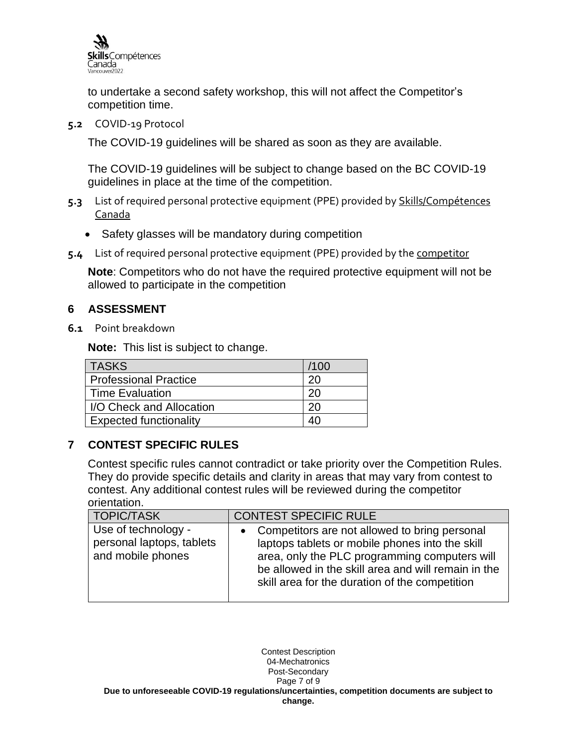to undertake a second safety workshop, this will not affect the Competitor's competition time.

**5.2** COVID-19 Protocol

The COVID-19 guidelines will be shared as soon as they are available.

The COVID-19 guidelines will be subject to change based on the BC COVID-19 guidelines in place at the time of the competition.

**5.3** List of required personal protective equipment (PPE) provided by Skills/Compétences Canada

- Safety glasses will be mandatory during competition

**5.4** List of required personal protective equipment (PPE) provided by the competitor

**Note**: Competitors who do not have the required protective equipment will not be allowed to participate in the competition

## 6 ASSESSMENT

**6.1** Point breakdown

**Note:** This list is subject to change.

| TASKS | /100 |
|---|---|
| Professional Practice | 20 |
| Time Evaluation | 20 |
| I/O Check and Allocation | 20 |
| Expected functionality | 40 |

## 7 CONTEST SPECIFIC RULES

Contest specific rules cannot contradict or take priority over the Competition Rules. They do provide specific details and clarity in areas that may vary from contest to contest. Any additional contest rules will be reviewed during the competitor orientation.

| TOPIC/TASK | CONTEST SPECIFIC RULE |
|---|---|
| Use of technology - personal laptops, tablets and mobile phones | • Competitors are not allowed to bring personal laptops tablets or mobile phones into the skill area, only the PLC programming computers will be allowed in the skill area and will remain in the skill area for the duration of the competition |

**Due to unforeseeable COVID-19 regulations/uncertainties, competition documents are subject to change.**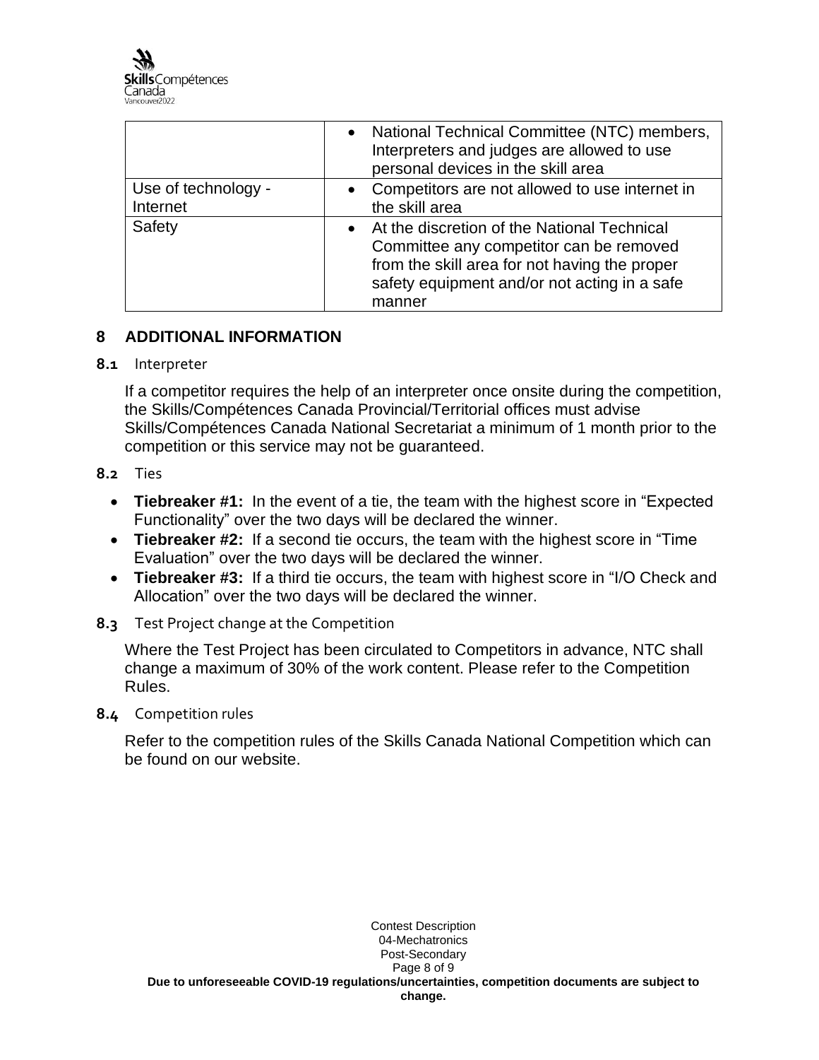|  |  |
|---|---|
|  | • National Technical Committee (NTC) members, Interpreters and judges are allowed to use personal devices in the skill area |
| Use of technology - Internet | • Competitors are not allowed to use internet in the skill area |
| Safety | • At the discretion of the National Technical Committee any competitor can be removed from the skill area for not having the proper safety equipment and/or not acting in a safe manner |

## 8 ADDITIONAL INFORMATION

### 8.1 Interpreter

If a competitor requires the help of an interpreter once onsite during the competition, the Skills/Compétences Canada Provincial/Territorial offices must advise Skills/Compétences Canada National Secretariat a minimum of 1 month prior to the competition or this service may not be guaranteed.

### 8.2 Ties

- **Tiebreaker #1:** In the event of a tie, the team with the highest score in "Expected Functionality" over the two days will be declared the winner.
- **Tiebreaker #2:** If a second tie occurs, the team with the highest score in "Time Evaluation" over the two days will be declared the winner.
- **Tiebreaker #3:** If a third tie occurs, the team with highest score in "I/O Check and Allocation" over the two days will be declared the winner.

### 8.3 Test Project change at the Competition

Where the Test Project has been circulated to Competitors in advance, NTC shall change a maximum of 30% of the work content. Please refer to the Competition Rules.

### 8.4 Competition rules

Refer to the competition rules of the Skills Canada National Competition which can be found on our website.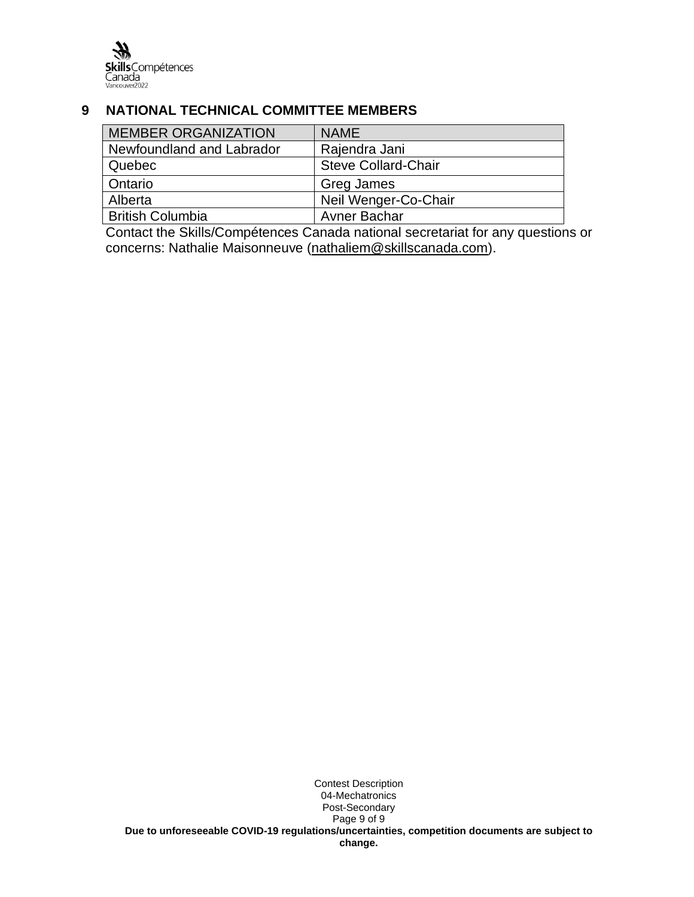## 9 NATIONAL TECHNICAL COMMITTEE MEMBERS

| MEMBER ORGANIZATION | NAME |
|---|---|
| Newfoundland and Labrador | Rajendra Jani |
| Quebec | Steve Collard-Chair |
| Ontario | Greg James |
| Alberta | Neil Wenger-Co-Chair |
| British Columbia | Avner Bachar |

Contact the Skills/Compétences Canada national secretariat for any questions or concerns: Nathalie Maisonneuve (nathaliem@skillscanada.com).